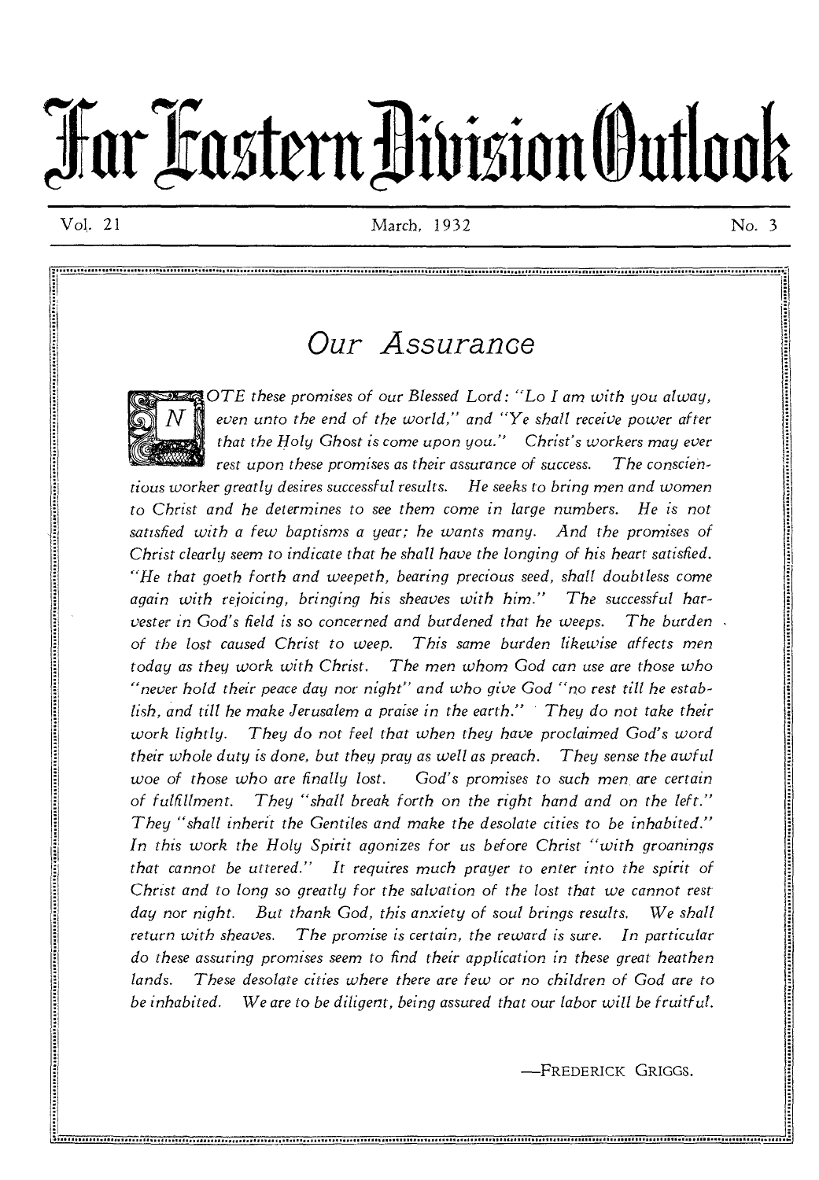# Far Eastern Division Outlook

Vol. 21 March, 1932 No. 3

## Our Assurance

*NOTE these promises of our Blessed Lord: "Lo I am with you alway, even unto the end of the world," and "Ye shall receive power after that the Holy Ghost is come upon you." Christ's workers may ever rest upon these promises as their assurance of success. The conscientious worker greatly desires successful results. He seeks to bring men and women to Christ and he determines to see them come in large numbers. He is not satisfied with a few baptisms a year; he wants many. And the promises of Christ clearly seem to indicate that he shall have the longing of his heart satisfied. "He that goeth forth and weepeth, bearing precious seed, shall doubtless come again with rejoicing, bringing his sheaves with him." The successful harvester in God's field is so concerned and burdened that he weeps. The burden of the lost caused Christ to weep. This same burden likewise affects men today as they work with Christ. The men whom God can use are those who "never hold their peace day nor night" and who give God "no rest till he establish, and till he make Jerusalem a praise in the earth." They do not take their work lightly. They do not feel that when they have proclaimed God's word their whole duty is done, but they pray as well as preach. They sense the awful woe of those who are finally lost. God's promises to such men are certain of fulfillment. They "shall break forth on the right hand and on the left." They "shall inherit the Gentiles and make the desolate cities to be inhabited." In this work the Holy Spirit agonizes for us before Christ "with groanings that cannot be uttered." It requires much prayer to enter into the spirit of Christ and to long so greatly for the salvation of the lost that we cannot rest day nor night. But thank God, this anxiety of soul brings results. We shall return with sheaves. The promise is certain, the reward is sure. In particular do these assuring promises seem to find their application in these great heathen lands. These desolate cities where there are few or no children of God are to be inhabited. We are to be diligent, being assured that our labor will be fruitful.*

—FREDERICK GRIGGS.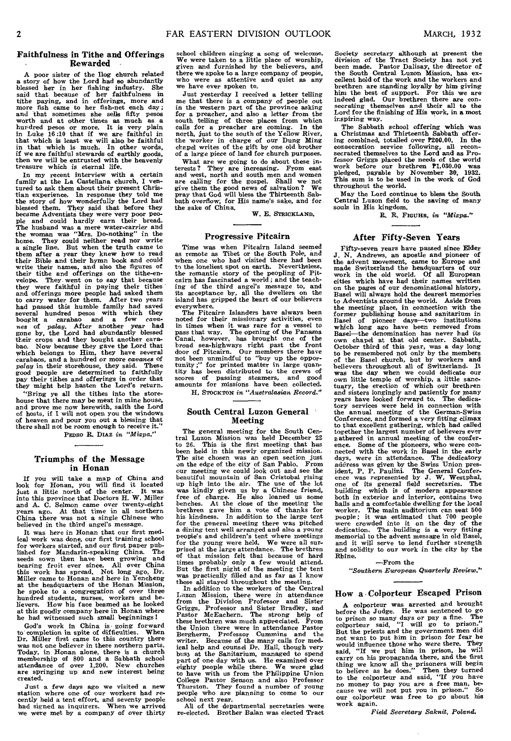## Faithfulness in Tithe and Offerings Rewarded

A poor sister of the Ilog church related a story of how the Lord had so abundantly blessed her in her fishing industry. She said that because of her faithfulness in tithe paying, and in offerings, more and more fish came to her fish-net each day; and that sometimes she sells fifty pesos worth and at other times as much as a hundred pesos or more. It is very plain in Luke 16:10 that if we are faithful in that which is least we will also be faithful in that which is much. In other words, if we are faithful stewards of earthly goods, then we will be entrusted with the heavenly treasure which is eternal life.

In my recent interview with a certain family at the La Castellana church, I ventured to ask them about their present Christian experience. In response they told me the story of how wonderfully the Lord had blessed them. They said that before they became Adventists they were very poor people and could hardly earn their bread. The husband was a mere water-carrier and the woman was "Mrs. Do-nothing" in the home. They could neither read nor write a single line. But when the truth came to them after a year they knew how to read their Bible and their hymn book and could write their names, and also the figures of their tithe and offerings on the tithe-envelope. They went on to say that because they were faithful in paying their tithes and offerings more people had asked them to carry water for them. After two years had passed this humble family had saved several hundred pesos with which they bought a carabao and a few *cavanes* of *palay*. After another year had gone by, the Lord had abundantly blessed their crops and they bought another carabao. Now because they gave the Lord that which belongs to Him, they have several carabaos, and a hundred or more *cavanes* of *palay* in their storehouse, they said. These good people are determined to faithfully pay their tithes and offerings in order that they might help hasten the Lord's return.

"Bring ye all the tithes into the storehouse that there may be meat in mine house, and prove me now herewith, saith the Lord of hosts, if I will not open you the windows of heaven and pour you out a blessing that there shall not be room enough to receive it."

PEDRO R. DIAZ *in "Mizpa."*

## Triumphs of the Message in Honan

If you will take a map of China and look for Honan, you will find it located just a little north of the center. It was into this province that Doctors H. W. Miller and A. C. Selmon came over twenty-eight years ago. At that time in all northern China there was not a single Chinese who believed in the third angel's message.

It was here in Honan that our first medical work was done, our first training school for workers started, and our first paper published for Mandarin-speaking China. The seeds sown then have been growing and bearing fruit ever since. All over China this work has spread. Not long ago, Dr. Miller came to Honan and here in Yencheng at the headquarters of the Honan Mission, he spoke to a congregation of over three hundred students, nurses, workers and believers. How his face beamed as he looked at this goodly company here in Honan where he had witnessed such small beginnings!

God's work in China is going forward to completion in spite of difficulties. When Dr. Miller first came to this country there was not one believer in these northern parts. Today, in Honan alone, there is a church membership of 800 and a Sabbath school attendance of over 1,200. New churches are springing up and new interest being created.

Just a few days ago we visited a new station where one of our workers had recently held a tent effort, and seventy people had signed as inquirers. When we arrived we were met by a company of over thirty school children singing a song of welcome. We were taken to a little place of worship, given and furnished by the believers, and there we spoke to a large company of people, who were as attentive and quiet as any we have ever spoken to.

Just yesterday I received a letter telling me that there is a company of people out in the western part of the province asking for a preacher, and also a letter from the south telling of three places from which calls for a preacher are coming. In the north, just to the south of the Yellow River, the worker in charge of our Dung Ming chapel writes of the gift by one old brother of a large piece of land for church purposes.

What are we going to do about these interests? They are increasing. From east and west, north and south men and women are calling for the gospel. Shall we not give them the good news of salvation? We pray that God will bless the Thirteenth Sabbath overflow, for His name's sake, and for the sake of China.

W. E. STRICKLAND.

## Progressive Pitcairn

Time was when Pitcairn Island seemed as remote as Tibet or the South Pole, and when one who had visited there had been to the loneliest spot on earth. Nevertheless, the romantic story of the peopling of Pitcairn has fascinated a world; and the teaching of the third angel's message to, and its acceptance by, all the dwellers on the island has gripped the heart of our believers everywhere.

The Pitcairn Islanders have always been noted for their missionary activities, even in times when it was rare for a vessel to pass that way. The opening of the Panama Canal, however, has brought one of the broad sea-highways right past the front door of Pitcairn. Our members there have not been unmindful to "buy up the opportunity;" for printed matter in large quantity has been distributed to the crews of scores of passing steamers, and good amounts for missions have been collected.

H. STOCKTON *in "Australasian Record."*

## South Central Luzon General Meeting

The general meeting for the South Central Luzon Mission was held December 22 to 26. This is the first meeting that has been held in this newly organized mission. The site chosen was an open section just on the edge of the city of San Pablo. From our meeting we could look out and see the beautiful mountain of San Cristobal rising up high into the air. The use of the lot was kindly given us by a Chinese friend, free of charge. He also loaned us some benches. At the close of the meeting the brethren gave him a vote of thanks for his kindness. In addition to the large tent for the general meeting there was pitched a dining tent well arranged and also a young people's and children's tent where meetings for the young were held. We were all surprised at the large attendance. The brethren of that mission felt that because of hard times probably only a few would attend. But the first night of the meeting the tent was practically filled and as far as I know these all stayed throughout the meeting.

In addition to the workers of the Central Luzon Mission, there were in attendance from the Division Professor and Sister Griggs, Professor and Sister Bradley, and Pastor McEachern. The strong help of these brethren was much appreciated. From the Union there were in attendance Pastor Bergherm, Professor Cummins and the writer. Because of the many calls for medical help and counsel Dr. Hall, though very busy at the Sanitarium, managed to spend part of one day with us. He examined over eighty people while there. We were glad to have with us from the Philippine Union College Pastor Senson and also Professor Thurston. They found a number of young people who are planning to come to our school next year.

All of the departmental secretaries were re-elected. Brother Balan was elected Tract Society secretary although at present the division of the Tract Society has not yet been made. Pastor Dalisay, the director of the South Central Luzon Mission, has excellent hold of the work and the workers and brethren are standing loyally by him giving him the best of support. For this we are indeed glad. Our brethren there are consecrating themselves and their all to the Lord for the finishing of His work, in a most inspiring way.

The Sabbath school offering which was a Christmas and Thirteenth Sabbath offering combined, totalled over ₱200.00. In the consecration service following, all reconsecrated themselves to the Lord and as Professor Griggs placed the needs of the world work before our brethren ₱1,030.00 was pledged, payable by November 30, 1932. This sum is to be used in the work of God throughout the world.

May the Lord continue to bless the South Central Luzon field to the saving of many souls in His kingdom.

R. R. FIGUHR, *in "Mizpa."*

## After Fifty-Seven Years

Fifty-seven years have passed since Elder J. N. Andrews, an apostle and pioneer of the advent movement, came to Europe and made Switzerland the headquarters of our work in the old world. Of all European cities which have had their names written on the pages of our denominational history, Basel will always hold the dearest memories to Adventists around the world. Aside from the meeting place, in connection with the former publishing house and sanitarium in Basel of pioneer days—two institutions which long ago have been removed from Basel—the denomination has never had its own chapel at that old center. Sabbath, October third of this year, was a day long to be remembered not only by the members of the Basel church, but by workers and believers throughout all of Switzerland. It was the day when we could dedicate our own little temple of worship, a little sanctuary, the erection of which our brethren and sisters longingly and patiently for many years have looked forward to. The dedicatory services were held in connection with the annual meeting of the German-Swiss Conference, and formed a very fitting climax to that excellent gathering, which had called together the largest number of believers ever gathered in annual meeting of the conference. Some of the pioneers, who were connected with the work in Basel in the early days, were in attendance. The dedicatory address was given by the Swiss Union president, P. P. Paulini. The General Conference was represented by J. W. Westphal, one of its general field secretaries. The building which is of modern appearance both in exterior and interior, contains two halls and a comfortable dwelling for the local worker. The main auditorium can seat 500 people; it was estimated that 700 people were crowded into it on the day of the dedication. The building is a very fitting memorial to the advent message in old Basel, and it will serve to lend further strength and solidity to our work in the city by the Rhine.

—From the *"Southern European Quarterly Review."*

## How a Colporteur Escaped Prison

A colporteur was arrested and brought before the Judge. He was sentenced to go to prison so many days or pay a fine. The colporteur said, "I will go to prison." But the priests and the government men did not want to put him in prison for fear he would influence those who were there. They said, "If we put him in prison, he will carry on his propaganda there, and the first thing we know all the prisoners will begin to believe as he does." Then they turned to the colporteur and said, "If you have no money to pay you are a free man, because we will not put you in prison." So our colporteur was free to go about his work again.

*Field Secretary Saknit, Poland.*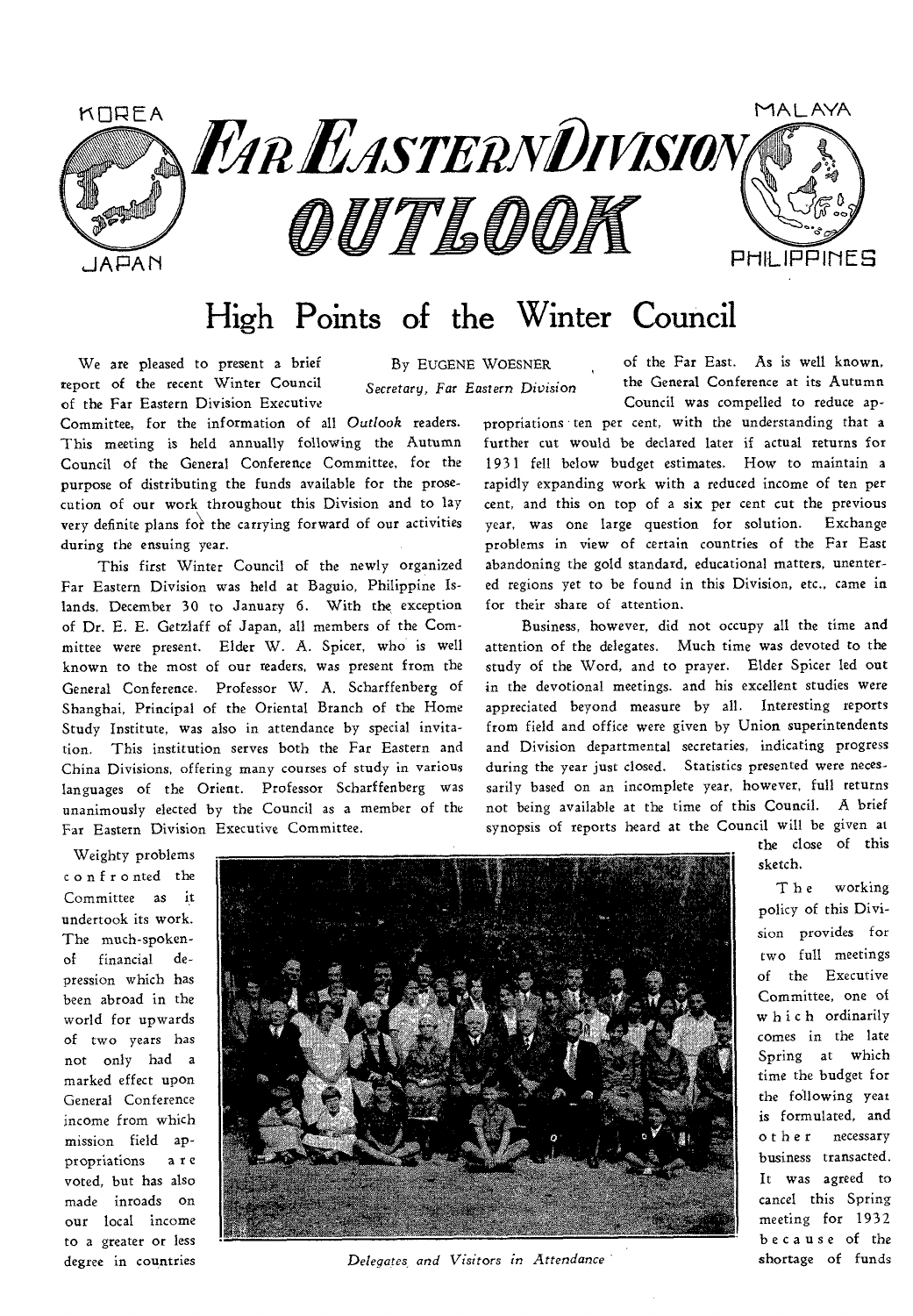# FAR EASTERN DIVISION OUTLOOK

KOREA · JAPAN · MALAYA · PHILIPPINES

## High Points of the Winter Council

By EUGENE WOESNER

*Secretary, Far Eastern Division*

We are pleased to present a brief report of the recent Winter Council of the Far Eastern Division Executive Committee, for the information of all *Outlook* readers. This meeting is held annually following the Autumn Council of the General Conference Committee, for the purpose of distributing the funds available for the prosecution of our work throughout this Division and to lay very definite plans for the carrying forward of our activities during the ensuing year.

This first Winter Council of the newly organized Far Eastern Division was held at Baguio, Philippine Islands, December 30 to January 6. With the exception of Dr. E. E. Getzlaff of Japan, all members of the Committee were present. Elder W. A. Spicer, who is well known to the most of our readers, was present from the General Conference. Professor W. A. Scharffenberg of Shanghai, Principal of the Oriental Branch of the Home Study Institute, was also in attendance by special invitation. This institution serves both the Far Eastern and China Divisions, offering many courses of study in various languages of the Orient. Professor Scharffenberg was unanimously elected by the Council as a member of the Far Eastern Division Executive Committee.

Weighty problems confronted the Committee as it undertook its work. The much-spoken-of financial depression which has been abroad in the world for upwards of two years has not only had a marked effect upon General Conference income from which mission field appropriations are voted, but has also made inroads on our local income to a greater or less degree in countries of the Far East. As is well known, the General Conference at its Autumn Council was compelled to reduce appropriations ten per cent, with the understanding that a further cut would be declared later if actual returns for 1931 fell below budget estimates. How to maintain a rapidly expanding work with a reduced income of ten per cent, and this on top of a six per cent cut the previous year, was one large question for solution. Exchange problems in view of certain countries of the Far East abandoning the gold standard, educational matters, unentered regions yet to be found in this Division, etc., came in for their share of attention.

Business, however, did not occupy all the time and attention of the delegates. Much time was devoted to the study of the Word, and to prayer. Elder Spicer led out in the devotional meetings, and his excellent studies were appreciated beyond measure by all. Interesting reports from field and office were given by Union superintendents and Division departmental secretaries, indicating progress during the year just closed. Statistics presented were necessarily based on an incomplete year, however, full returns not being available at the time of this Council. A brief synopsis of reports heard at the Council will be given at the close of this sketch.

*Delegates and Visitors in Attendance*

The working policy of this Division provides for two full meetings of the Executive Committee, one of which ordinarily comes in the late Spring at which time the budget for the following year is formulated, and other necessary business transacted. It was agreed to cancel this Spring meeting for 1932 because of the shortage of funds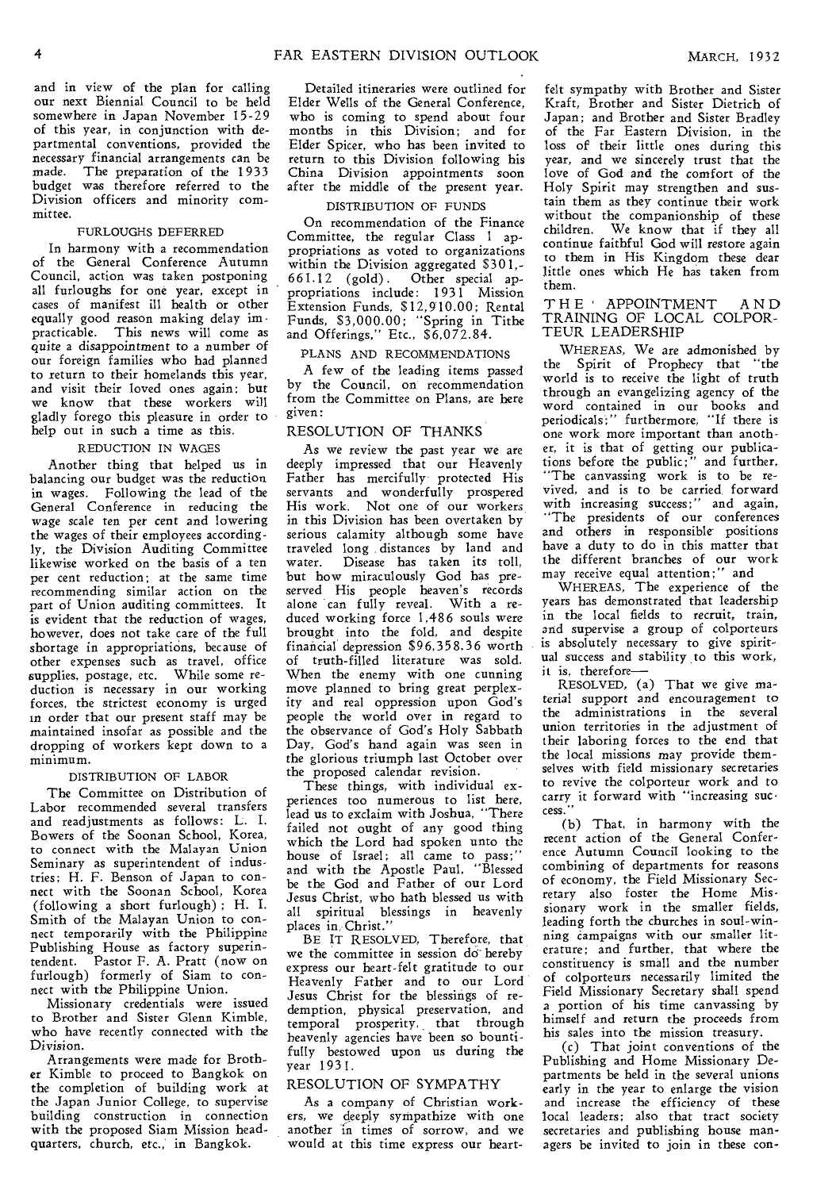and in view of the plan for calling our next Biennial Council to be held somewhere in Japan November 15-29 of this year, in conjunction with departmental conventions, provided the necessary financial arrangements can be made. The preparation of the 1933 budget was therefore referred to the Division officers and minority committee.

### FURLOUGHS DEFERRED

In harmony with a recommendation of the General Conference Autumn Council, action was taken postponing all furloughs for one year, except in cases of manifest ill health or other equally good reason making delay impracticable. This news will come as quite a disappointment to a number of our foreign families who had planned to return to their homelands this year, and visit their loved ones again; but we know that these workers will gladly forego this pleasure in order to help out in such a time as this.

### REDUCTION IN WAGES

Another thing that helped us in balancing our budget was the reduction in wages. Following the lead of the General Conference in reducing the wage scale ten per cent and lowering the wages of their employees accordingly, the Division Auditing Committee likewise worked on the basis of a ten per cent reduction; at the same time recommending similar action on the part of Union auditing committees. It is evident that the reduction of wages, however, does not take care of the full shortage in appropriations, because of other expenses such as travel, office supplies, postage, etc. While some reduction is necessary in our working forces, the strictest economy is urged in order that our present staff may be maintained insofar as possible and the dropping of workers kept down to a minimum.

### DISTRIBUTION OF LABOR

The Committee on Distribution of Labor recommended several transfers and readjustments as follows: L. I. Bowers of the Soonan School, Korea, to connect with the Malayan Union Seminary as superintendent of industries; H. F. Benson of Japan to connect with the Soonan School, Korea (following a short furlough); H. I. Smith of the Malayan Union to connect temporarily with the Philippine Publishing House as factory superintendent. Pastor F. A. Pratt (now on furlough) formerly of Siam to connect with the Philippine Union.

Missionary credentials were issued to Brother and Sister Glenn Kimble, who have recently connected with the Division.

Arrangements were made for Brother Kimble to proceed to Bangkok on the completion of building work at the Japan Junior College, to supervise building construction in connection with the proposed Siam Mission headquarters, church, etc., in Bangkok.

Detailed itineraries were outlined for Elder Wells of the General Conference, who is coming to spend about four months in this Division; and for Elder Spicer, who has been invited to return to this Division following his China Division appointments soon after the middle of the present year.

### DISTRIBUTION OF FUNDS

On recommendation of the Finance Committee, the regular Class 1 appropriations as voted to organizations within the Division aggregated $301,-661.12 (gold). Other special appropriations include: 1931 Mission Extension Funds, $12,910.00; Rental Funds, $3,000.00; "Spring in Tithe and Offerings," Etc., $6,072.84.

### PLANS AND RECOMMENDATIONS

A few of the leading items passed by the Council, on recommendation from the Committee on Plans, are here given:

## RESOLUTION OF THANKS

As we review the past year we are deeply impressed that our Heavenly Father has mercifully protected His servants and wonderfully prospered His work. Not one of our workers in this Division has been overtaken by serious calamity although some have traveled long distances by land and water. Disease has taken its toll, but how miraculously God has preserved His people heaven's records alone can fully reveal. With a reduced working force 1,486 souls were brought into the fold, and despite financial depression $96,358.36 worth of truth-filled literature was sold. When the enemy with one cunning move planned to bring great perplexity and real oppression upon God's people the world over in regard to the observance of God's Holy Sabbath Day, God's hand again was seen in the glorious triumph last October over the proposed calendar revision.

These things, with individual experiences too numerous to list here, lead us to exclaim with Joshua, "There failed not ought of any good thing which the Lord had spoken unto the house of Israel; all came to pass;" and with the Apostle Paul, "Blessed be the God and Father of our Lord Jesus Christ, who hath blessed us with all spiritual blessings in heavenly places in Christ."

BE IT RESOLVED, Therefore, that we the committee in session do hereby express our heart-felt gratitude to our Heavenly Father and to our Lord Jesus Christ for the blessings of redemption, physical preservation, and temporal prosperity, that through heavenly agencies have been so bountifully bestowed upon us during the year 1931.

## RESOLUTION OF SYMPATHY

As a company of Christian workers, we deeply sympathize with one another in times of sorrow, and we would at this time express our heart-felt sympathy with Brother and Sister Kraft, Brother and Sister Dietrich of Japan; and Brother and Sister Bradley of the Far Eastern Division, in the loss of their little ones during this year, and we sincerely trust that the love of God and the comfort of the Holy Spirit may strengthen and sustain them as they continue their work without the companionship of these children. We know that if they all continue faithful God will restore again to them in His Kingdom these dear little ones which He has taken from them.

## THE APPOINTMENT AND TRAINING OF LOCAL COLPORTEUR LEADERSHIP

WHEREAS, We are admonished by the Spirit of Prophecy that "the world is to receive the light of truth through an evangelizing agency of the word contained in our books and periodicals;" furthermore, "If there is one work more important than another, it is that of getting our publications before the public;" and further, "The canvassing work is to be revived, and is to be carried forward with increasing success;" and again, "The presidents of our conferences and others in responsible positions have a duty to do in this matter that the different branches of our work may receive equal attention;" and

WHEREAS, The experience of the years has demonstrated that leadership in the local fields to recruit, train, and supervise a group of colporteurs is absolutely necessary to give spiritual success and stability to this work, it is, therefore—

RESOLVED, (a) That we give material support and encouragement to the administrations in the several union territories in the adjustment of their laboring forces to the end that the local missions may provide themselves with field missionary secretaries to revive the colporteur work and to carry it forward with "increasing success."

(b) That, in harmony with the recent action of the General Conference Autumn Council looking to the combining of departments for reasons of economy, the Field Missionary Secretary also foster the Home Missionary work in the smaller fields, leading forth the churches in soul-winning campaigns with our smaller literature; and further, that where the constituency is small and the number of colporteurs necessarily limited the Field Missionary Secretary shall spend a portion of his time canvassing by himself and return the proceeds from his sales into the mission treasury.

(c) That joint conventions of the Publishing and Home Missionary Departments be held in the several unions early in the year to enlarge the vision and increase the efficiency of these local leaders; also that tract society secretaries and publishing house managers be invited to join in these con-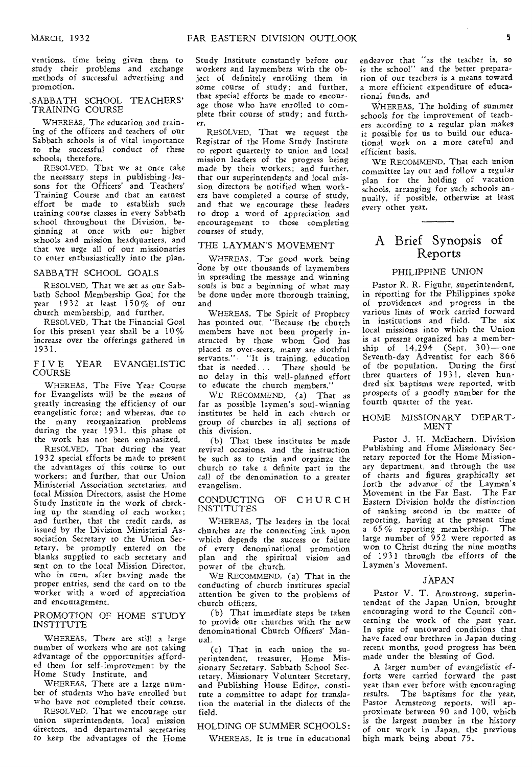ventions, time being given them to study their problems and exchange methods of successful advertising and promotion.

## SABBATH SCHOOL TEACHERS' TRAINING COURSE

WHEREAS, The education and training of the officers and teachers of our Sabbath schools is of vital importance to the successful conduct of these schools; therefore,

RESOLVED, That we at once take the necessary steps in publishing lessons for the Officers' and Teachers' Training Course and that an earnest effort be made to establish such training course classes in every Sabbath school throughout the Division, beginning at once with our higher schools and mission headquarters, and that we urge all of our missionaries to enter enthusiastically into the plan.

## SABBATH SCHOOL GOALS

RESOLVED, That we set as our Sabbath School Membership Goal for the year 1932 at least 150% of our church membership, and further,

RESOLVED, That the Financial Goal for this present year shall be a 10% increase over the offerings gathered in 1931.

## FIVE YEAR EVANGELISTIC COURSE

WHEREAS, The Five Year Course for Evangelists will be the means of greatly increasing the efficiency of our evangelistic force; and whereas, due to the many reorganization problems during the year 1931, this phase of the work has not been emphasized,

RESOLVED, That during the year 1932 special efforts be made to present the advantages of this course to our workers; and further, that our Union Ministerial Association secretaries, and local Mission Directors, assist the Home Study Institute in the work of checking up the standing of each worker; and further, that the credit cards, as issued by the Division Ministerial Association Secretary to the Union Secretary, be promptly entered on the blanks supplied to each secretary and sent on to the local Mission Director, who in turn, after having made the proper entries, send the card on to the worker with a word of appreciation and encouragement.

## PROMOTION OF HOME STUDY INSTITUTE

WHEREAS, There are still a large number of workers who are not taking advantage of the opportunities afforded them for self-improvement by the Home Study Institute, and

WHEREAS, There are a large number of students who have enrolled but who have not completed their course,

RESOLVED, That we encourage our union superintendents, local mission directors, and departmental secretaries to keep the advantages of the Home Study Institute constantly before our workers and laymembers with the object of definitely enrolling them in some course of study; and further, that special efforts be made to encourage those who have enrolled to complete their course of study; and further,

RESOLVED, That we request the Registrar of the Home Study Institute to report quarterly to union and local mission leaders of the progress being made by their workers; and further, that our superintendents and local mission directors be notified when workers have completed a course of study, and that we encourage these leaders to drop a word of appreciation and encouragement to those completing courses of study.

## THE LAYMAN'S MOVEMENT

WHEREAS, The good work being done by our thousands of laymembers in spreading the message and winning souls is but a beginning of what may be done under more thorough training, and

WHEREAS, The Spirit of Prophecy has pointed out, "Because the church members have not been properly instructed by those whom God has placed as over-seers, many are slothful servants." "It is training, education that is needed... There should be no delay in this well-planned effort to educate the church members."

WE RECOMMEND, (a) That as far as possible laymen's soul-winning institutes be held in each church or group of churches in all sections of this division.

(b) That these institutes be made revival occasions, and the instruction be such as to train and orgainze the church to take a definite part in the call of the denomination to a greater evangelism.

## CONDUCTING OF CHURCH INSTITUTES

WHEREAS, The leaders in the local churches are the connecting link upon which depends the success or failure of every denominational promotion plan and the spiritual vision and power of the church,

WE RECOMMEND, (a) That in the conducting of church institutes special attention be given to the problems of church officers.

(b) That immediate steps be taken to provide our churches with the new denominational Church Officers' Manual.

(c) That in each union the superintendent, treasurer, Home Missionary Secretary, Sabbath School Secretary, Missionary Volunteer Secretary, and Publishing House Editor, constitute a committee to adapt for translation the material in the dialects of the field.

## HOLDING OF SUMMER SCHOOLS:

WHEREAS, It is true in educational endeavor that "as the teacher is, so is the school" and the better preparation of our teachers is a means toward a more efficient expenditure of educational funds, and

WHEREAS, The holding of summer schools for the improvement of teachers according to a regular plan makes it possible for us to build our educational work on a more careful and efficient basis.

WE RECOMMEND, That each union committee lay out and follow a regular plan for the holding of vacation schools, arranging for such schools annually, if possible, otherwise at least every other year.

# A Brief Synopsis of Reports

## PHILIPPINE UNION

Pastor R. R. Figuhr, superintendent, in reporting for the Philippines spoke of providences and progress in the various lines of work carried forward in institutions and field. The six local missions into which the Union is at present organized has a membership of 14,294 (Sept. 30)—one Seventh-day Adventist for each 866 of the population. During the first three quarters of 1931, eleven hundred six baptisms were reported, with prospects of a goodly number for the fourth quarter of the year.

## HOME MISSIONARY DEPARTMENT

Pastor J. H. McEachern, Division Publishing and Home Missionary Secretary reported for the Home Missionary department, and through the use of charts and figures graphically set forth the advance of the Laymen's Movement in the Far East. The Far Eastern Division holds the distinction of ranking second in the matter of reporting, having at the present time a 65% reporting membership. The large number of 952 were reported as won to Christ during the nine months of 1931 through the efforts of the Laymen's Movement.

## JAPAN

Pastor V. T. Armstrong, superintendent of the Japan Union, brought encouraging word to the Council concerning the work of the past year. In spite of untoward conditions that have faced our brethren in Japan during recent months, good progress has been made under the blessing of God.

A larger number of evangelistic efforts were carried forward the past year than ever before with encouraging results. The baptisms for the year, Pastor Armstrong reports, will approximate between 90 and 100, which is the largest number in the history of our work in Japan, the previous high mark being about 75.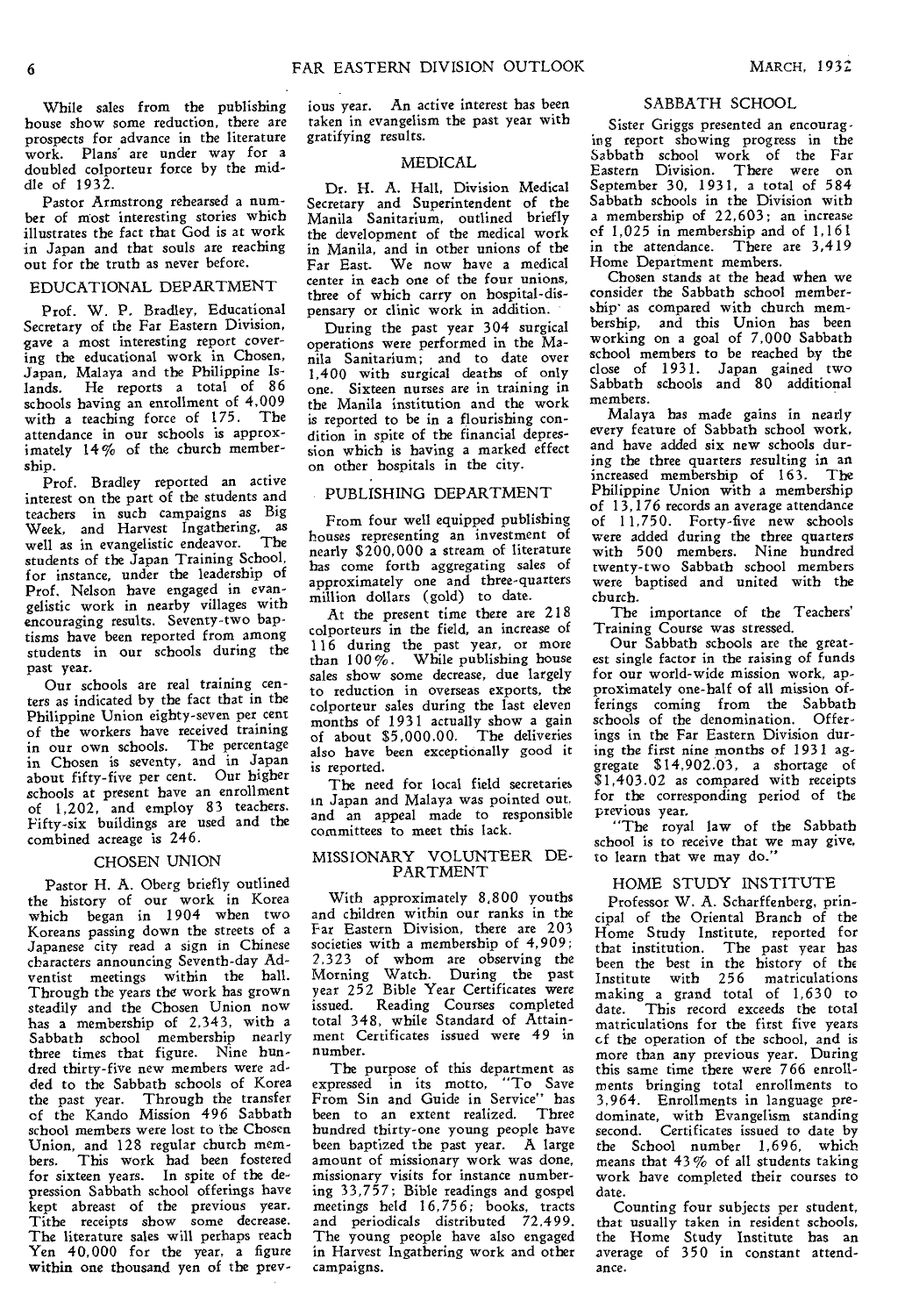While sales from the publishing house show some reduction, there are prospects for advance in the literature work. Plans are under way for a doubled colporteur force by the middle of 1932.

Pastor Armstrong rehearsed a number of most interesting stories which illustrates the fact that God is at work in Japan and that souls are reaching out for the truth as never before.

## EDUCATIONAL DEPARTMENT

Prof. W. P. Bradley, Educational Secretary of the Far Eastern Division, gave a most interesting report covering the educational work in Chosen, Japan, Malaya and the Philippine Islands. He reports a total of 86 schools having an enrollment of 4,009 with a teaching force of 175. The attendance in our schools is approximately 14% of the church membership.

Prof. Bradley reported an active interest on the part of the students and teachers in such campaigns as Big Week, and Harvest Ingathering, as well as in evangelistic endeavor. The students of the Japan Training School, for instance, under the leadership of Prof. Nelson have engaged in evangelistic work in nearby villages with encouraging results. Seventy-two baptisms have been reported from among students in our schools during the past year.

Our schools are real training centers as indicated by the fact that in the Philippine Union eighty-seven per cent of the workers have received training in our own schools. The percentage in Chosen is seventy, and in Japan about fifty-five per cent. Our higher schools at present have an enrollment of 1,202, and employ 83 teachers. Fifty-six buildings are used and the combined acreage is 246.

## CHOSEN UNION

Pastor H. A. Oberg briefly outlined the history of our work in Korea which began in 1904 when two Koreans passing down the streets of a Japanese city read a sign in Chinese characters announcing Seventh-day Adventist meetings within the hall. Through the years the work has grown steadily and the Chosen Union now has a membership of 2,343, with a Sabbath school membership nearly three times that figure. Nine hundred thirty-five new members were added to the Sabbath schools of Korea the past year. Through the transfer of the Kando Mission 496 Sabbath school members were lost to the Chosen Union, and 128 regular church members. This work had been fostered for sixteen years. In spite of the depression Sabbath school offerings have kept abreast of the previous year. Tithe receipts show some decrease. The literature sales will perhaps reach Yen 40,000 for the year, a figure within one thousand yen of the previous year. An active interest has been taken in evangelism the past year with gratifying results.

## MEDICAL

Dr. H. A. Hall, Division Medical Secretary and Superintendent of the Manila Sanitarium, outlined briefly the development of the medical work in Manila, and in other unions of the Far East. We now have a medical center in each one of the four unions, three of which carry on hospital-dispensary or clinic work in addition.

During the past year 304 surgical operations were performed in the Manila Sanitarium; and to date over 1,400 with surgical deaths of only one. Sixteen nurses are in training in the Manila institution and the work is reported to be in a flourishing condition in spite of the financial depression which is having a marked effect on other hospitals in the city.

## PUBLISHING DEPARTMENT

From four well equipped publishing houses representing an investment of nearly $200,000 a stream of literature has come forth aggregating sales of approximately one and three-quarters million dollars (gold) to date.

At the present time there are 218 colporteurs in the field, an increase of 116 during the past year, or more than 100%. While publishing house sales show some decrease, due largely to reduction in overseas exports, the colporteur sales during the last eleven months of 1931 actually show a gain of about $5,000.00. The deliveries also have been exceptionally good it is reported.

The need for local field secretaries in Japan and Malaya was pointed out, and an appeal made to responsible committees to meet this lack.

## MISSIONARY VOLUNTEER DEPARTMENT

With approximately 8,800 youths and children within our ranks in the Far Eastern Division, there are 203 societies with a membership of 4,909; 2,323 of whom are observing the Morning Watch. During the past year 252 Bible Year Certificates were issued. Reading Courses completed total 348, while Standard of Attainment Certificates issued were 49 in number.

The purpose of this department as expressed in its motto, "To Save From Sin and Guide in Service" has been to an extent realized. Three hundred thirty-one young people have been baptized the past year. A large amount of missionary work was done, missionary visits for instance numbering 33,757; Bible readings and gospel meetings held 16,756; books, tracts and periodicals distributed 72,499. The young people have also engaged in Harvest Ingathering work and other campaigns.

## SABBATH SCHOOL

Sister Griggs presented an encouraging report showing progress in the Sabbath school work of the Far Eastern Division. There were on September 30, 1931, a total of 584 Sabbath schools in the Division with a membership of 22,603; an increase of 1,025 in membership and of 1,161 in the attendance. There are 3,419 Home Department members.

Chosen stands at the head when we consider the Sabbath school membership as compared with church membership, and this Union has been working on a goal of 7,000 Sabbath school members to be reached by the close of 1931. Japan gained two Sabbath schools and 80 additional members.

Malaya has made gains in nearly every feature of Sabbath school work, and have added six new schools during the three quarters resulting in an increased membership of 163. The Philippine Union with a membership of 13,176 records an average attendance of 11,750. Forty-five new schools were added during the three quarters with 500 members. Nine hundred twenty-two Sabbath school members were baptised and united with the church.

The importance of the Teachers' Training Course was stressed.

Our Sabbath schools are the greatest single factor in the raising of funds for our world-wide mission work, approximately one-half of all mission offerings coming from the Sabbath schools of the denomination. Offerings in the Far Eastern Division during the first nine months of 1931 aggregate $14,902.03, a shortage of $1,403.02 as compared with receipts for the corresponding period of the previous year.

"The royal law of the Sabbath school is to receive that we may give, to learn that we may do."

## HOME STUDY INSTITUTE

Professor W. A. Scharffenberg, principal of the Oriental Branch of the Home Study Institute, reported for that institution. The past year has been the best in the history of the Institute with 256 matriculations making a grand total of 1,630 to date. This record exceeds the total matriculations for the first five years of the operation of the school, and is more than any previous year. During this same time there were 766 enrollments bringing total enrollments to 3,964. Enrollments in language predominate, with Evangelism standing second. Certificates issued to date by the School number 1,696, which means that 43% of all students taking work have completed their courses to date.

Counting four subjects per student, that usually taken in resident schools, the Home Study Institute has an average of 350 in constant attendance.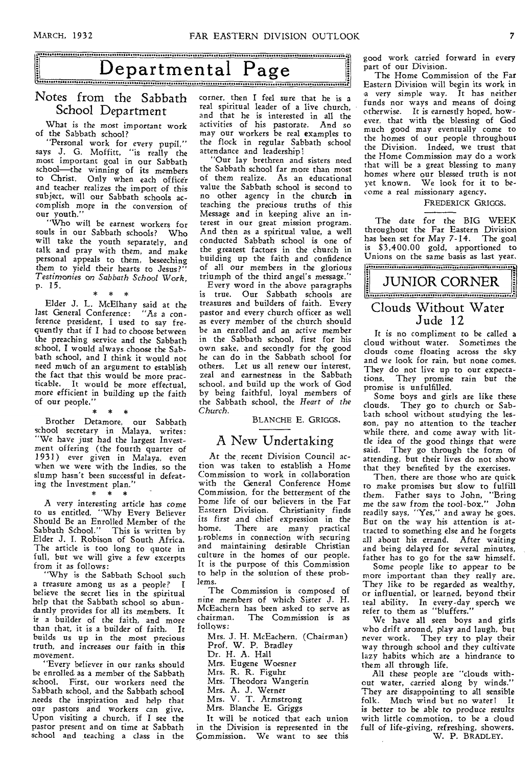# Departmental Page

## Notes from the Sabbath School Department

What is the most important work of the Sabbath school?

"Personal work for every pupil," says J. G. Moffitt, "is really the most important goal in our Sabbath school—the winning of its members to Christ. Only when each officer and teacher realizes the import of this subject, will our Sabbath schools accomplish more in the conversion of our youth."

"Who will be earnest workers for souls in our Sabbath schools? Who will take the youth separately, and talk and pray with them, and make personal appeals to them, beseeching them to yield their hearts to Jesus?" *Testimonies on Sabbath School Work,* p. 15.

\* \* \*

Elder J. L. McElhany said at the last General Conference: *"As a conference president, I used to say frequently that if I had to choose between the preaching service and the Sabbath school, I would always choose the Sabbath school, and I think it would not need much of an argument to establish the fact that this would be more practicable. It would be more effectual, more efficient in building up the faith of our people."*

\* \* \*

Brother Detamore, our Sabbath school secretary in Malaya, writes: "We have just had the largest Investment offering (the fourth quarter of 1931) ever given in Malaya, even when we were with the Indies, so the slump hasn't been successful in defeating the Investment plan."

\* \* \*

A very interesting article has come to us entitled, "Why Every Believer Should Be an Enrolled Member of the Sabbath School." This is written by Elder J. I. Robison of South Africa. The article is too long to quote in full, but we will give a few excerpts from it as follows:

"Why is the Sabbath School such a treasure among us as a people? I believe the secret lies in the spiritual help that the Sabbath school so abundantly provides for all its members. It is a builder of the faith, and more than that, it is a builder of faith. It builds us up in the most precious truth, and increases our faith in this movement.

"Every believer in our ranks should be enrolled as a member of the Sabbath school. First, our workers need the Sabbath school, and the Sabbath school needs the inspiration and help that our pastors and workers can give. Upon visiting a church, if I see the pastor present and on time at Sabbath school and teaching a class in the corner, then I feel sure that he is a real spiritual leader of a live church, and that he is interested in all the activities of his pastorate. And so may our workers be real examples to the flock in regular Sabbath school attendance and leadership!

"Our lay brethren and sisters need the Sabbath school far more than most of them realize. As an educational value the Sabbath school is second to no other agency in the church in teaching the precious truths of this Message and in keeping alive an interest in our great mission program. And then as a spiritual value, a well conducted Sabbath school is one of the greatest factors in the church in building up the faith and confidence of all our members in the glorious triumph of the third angel's message."

Every word in the above paragraphs is true. Our Sabbath schools are treasures and builders of faith. Every pastor and every church officer as well as every member of the church should be an enrolled and an active member in the Sabbath school, first for his own sake, and secondly for the good he can do in the Sabbath school for others. Let us all renew our interest, zeal and earnestness in the Sabbath school, and build up the work of God by being faithful, loyal members of the Sabbath school, the *Heart of the Church.*

BLANCHE E. GRIGGS.

## A New Undertaking

At the recent Division Council action was taken to establish a Home Commission to work in collaboration with the General Conference Home Commission, for the betterment of the home life of our believers in the Far Eastern Division. Christianity finds its first and chief expression in the home. There are many practical problems in connection with securing and maintaining desirable Christian culture in the homes of our people. It is the purpose of this Commission to help in the solution of these problems.

The Commission is composed of nine members of which Sister J. H. McEachern has been asked to serve as chairman. The Commission is as follows:

Mrs. J. H. McEachern, (Chairman)
Prof. W. P. Bradley
Dr. H. A. Hall
Mrs. Eugene Woesner
Mrs. R. R. Figuhr
Mrs. Theodora Wangerin
Mrs. A. J. Werner
Mrs. V. T. Armstrong
Mrs. Blanche E. Griggs

It will be noticed that each union in the Division is represented in the Commission. We want to see this good work carried forward in every part of our Division.

The Home Commission of the Far Eastern Division will begin its work in a very simple way. It has neither funds nor ways and means of doing otherwise. It is earnestly hoped, however, that with the blessing of God much good may eventually come to the homes of our people throughout the Division. Indeed, we trust that the Home Commission may do a work that will be a great blessing to many homes where our blessed truth is not yet known. We look for it to become a real missionary agency.

FREDERICK GRIGGS.

The date for the BIG WEEK throughout the Far Eastern Division has been set for May 7-14. The goal is $3,400.00 gold, apportioned to Unions on the same basis as last year.

# JUNIOR CORNER

## Clouds Without Water
### Jude 12

It is no compliment to be called a cloud without water. Sometimes the clouds come floating across the sky and we look for rain, but none comes. They do not live up to our expectations. They promise rain but the promise is unfulfilled.

Some boys and girls are like these clouds. They go to church or Sabbath school without studying the lesson, pay no attention to the teacher while there, and come away with little idea of the good things that were said. They go through the form of attending, but their lives do not show that they benefited by the exercises.

Then, there are those who are quick to make promises but slow to fulfill them. Father says to John, "Bring me the saw from the tool-box." John readily says, "Yes," and away he goes. But on the way his attention is attracted to something else and he forgets all about his errand. After waiting and being delayed for several minutes, father has to go for the saw himself.

Some people like to appear to be more important than they really are. They like to be regarded as wealthy, or influential, or learned, beyond their real ability. In every-day speech we refer to them as "bluffers."

We have all seen boys and girls who drift around, play and laugh, but never work. They try to play their way through school and they cultivate lazy habits which are a hindrance to them all through life.

All these people are "clouds without water, carried along by winds." They are disappointing to all sensible folk. Much wind but no water! It is better to be able to produce results with little commotion, to be a cloud full of life-giving, refreshing, showers.

W. P. BRADLEY.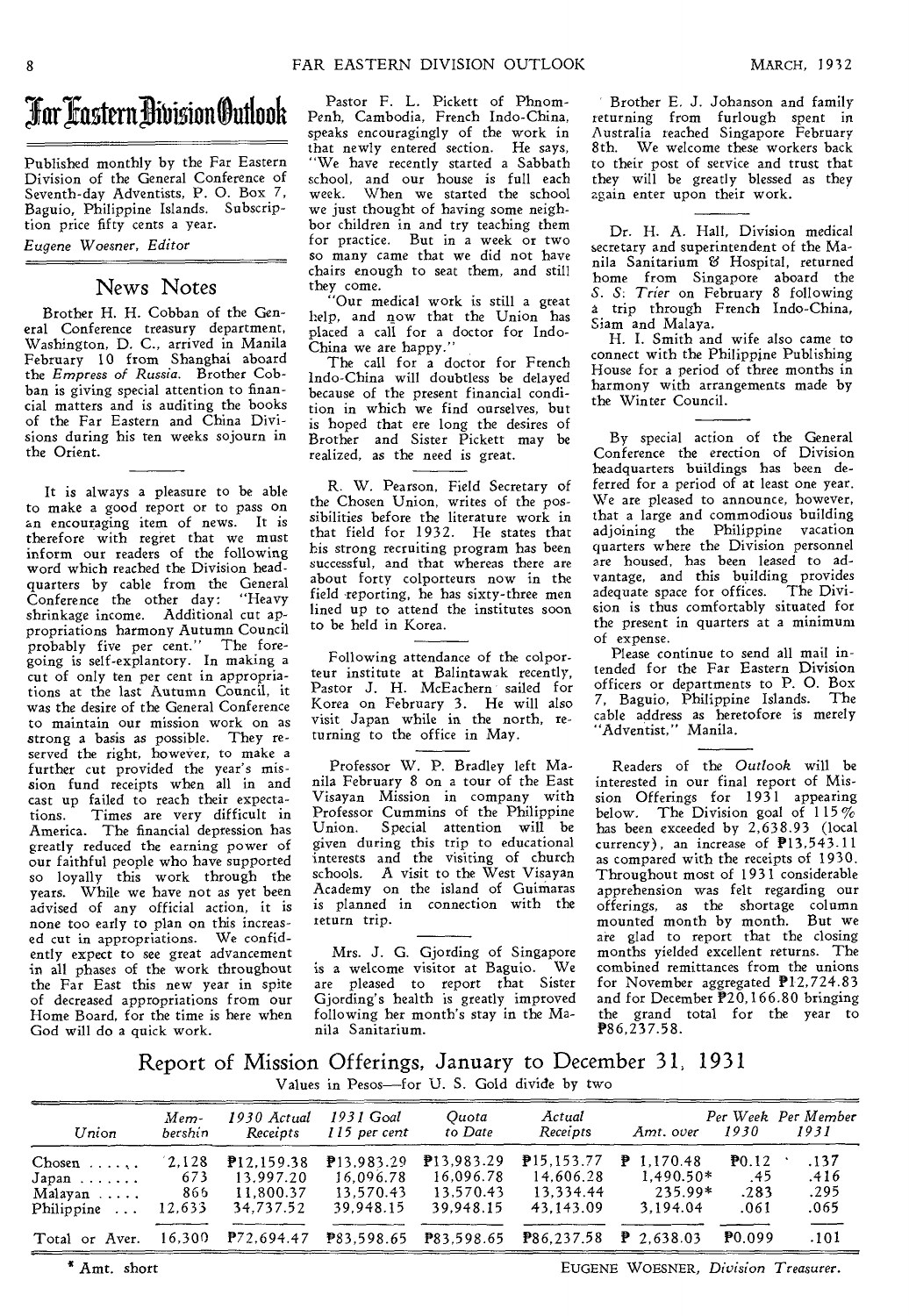# Far Eastern Division Outlook

Published monthly by the Far Eastern Division of the General Conference of Seventh-day Adventists, P. O. Box 7, Baguio, Philippine Islands. Subscription price fifty cents a year.

*Eugene Woesner, Editor*

## News Notes

Brother H. H. Cobban of the General Conference treasury department, Washington, D. C., arrived in Manila February 10 from Shanghai aboard the *Empress of Russia*. Brother Cobban is giving special attention to financial matters and is auditing the books of the Far Eastern and China Divisions during his ten weeks sojourn in the Orient.

---

It is always a pleasure to be able to make a good report or to pass on an encouraging item of news. It is therefore with regret that we must inform our readers of the following word which reached the Division headquarters by cable from the General Conference the other day: "Heavy shrinkage income. Additional cut appropriations harmony Autumn Council probably five per cent." The foregoing is self-explanatory. In making a cut of only ten per cent in appropriations at the last Autumn Council, it was the desire of the General Conference to maintain our mission work on as strong a basis as possible. They reserved the right, however, to make a further cut provided the year's mission fund receipts when all in and cast up failed to reach their expectations. Times are very difficult in America. The financial depression has greatly reduced the earning power of our faithful people who have supported so loyally this work through the years. While we have not as yet been advised of any official action, it is none too early to plan on this increased cut in appropriations. We confidently expect to see great advancement in all phases of the work throughout the Far East this new year in spite of decreased appropriations from our Home Board, for the time is here when God will do a quick work.

---

Pastor F. L. Pickett of Phnom-Penh, Cambodia, French Indo-China, speaks encouragingly of the work in that newly entered section. He says, "We have recently started a Sabbath school, and our house is full each week. When we started the school we just thought of having some neighbor children in and try teaching them for practice. But in a week or two so many came that we did not have chairs enough to seat them, and still they come.

"Our medical work is still a great help, and now that the Union has placed a call for a doctor for Indo-China we are happy."

The call for a doctor for French Indo-China will doubtless be delayed because of the present financial condition in which we find ourselves, but is hoped that ere long the desires of Brother and Sister Pickett may be realized, as the need is great.

---

R. W. Pearson, Field Secretary of the Chosen Union, writes of the possibilities before the literature work in that field for 1932. He states that his strong recruiting program has been successful, and that whereas there are about forty colporteurs now in the field reporting, he has sixty-three men lined up to attend the institutes soon to be held in Korea.

---

Following attendance of the colporteur institute at Balintawak recently, Pastor J. H. McEachern sailed for Korea on February 3. He will also visit Japan while in the north, returning to the office in May.

---

Professor W. P. Bradley left Manila February 8 on a tour of the East Visayan Mission in company with Professor Cummins of the Philippine Union. Special attention will be given during this trip to educational interests and the visiting of church schools. A visit to the West Visayan Academy on the island of Guimaras is planned in connection with the return trip.

---

Mrs. J. G. Gjording of Singapore is a welcome visitor at Baguio. We are pleased to report that Sister Gjording's health is greatly improved following her month's stay in the Manila Sanitarium.

---

Brother E. J. Johanson and family returning from furlough spent in Australia reached Singapore February 8th. We welcome these workers back to their post of service and trust that they will be greatly blessed as they again enter upon their work.

---

Dr. H. A. Hall, Division medical secretary and superintendent of the Manila Sanitarium & Hospital, returned home from Singapore aboard the *S. S. Trier* on February 8 following a trip through French Indo-China, Siam and Malaya.

H. I. Smith and wife also came to connect with the Philippine Publishing House for a period of three months in harmony with arrangements made by the Winter Council.

---

By special action of the General Conference the erection of Division headquarters buildings has been deferred for a period of at least one year. We are pleased to announce, however, that a large and commodious building adjoining the Philippine vacation quarters where the Division personnel are housed, has been leased to advantage, and this building provides adequate space for offices. The Division is thus comfortably situated for the present in quarters at a minimum of expense.

Please continue to send all mail intended for the Far Eastern Division officers or departments to P. O. Box 7, Baguio, Philippine Islands. The cable address as heretofore is merely "Adventist," Manila.

---

Readers of the *Outlook* will be interested in our final report of Mission Offerings for 1931 appearing below. The Division goal of 115% has been exceeded by 2,638.93 (local currency), an increase of ₱13,543.11 as compared with the receipts of 1930. Throughout most of 1931 considerable apprehension was felt regarding our offerings, as the shortage column mounted month by month. But we are glad to report that the closing months yielded excellent returns. The combined remittances from the unions for November aggregated ₱12,724.83 and for December ₱20,166.80 bringing the grand total for the year to ₱86,237.58.

## Report of Mission Offerings, January to December 31, 1931

Values in Pesos—for U. S. Gold divide by two

| Union | Membership | 1930 Actual Receipts | 1931 Goal 115 per cent | Quota to Date | Actual Receipts | Amt. over | Per Week 1930 | Per Member 1931 |
|---|---|---|---|---|---|---|---|---|
| Chosen | 2,128 | ₱12,159.38 | ₱13,983.29 | ₱13,983.29 | ₱15,153.77 | ₱ 1,170.48 | ₱0.12 | .137 |
| Japan | 673 | 13,997.20 | 16,096.78 | 16,096.78 | 14,606.28 | 1,490.50* | .45 | .416 |
| Malayan | 866 | 11,800.37 | 13,570.43 | 13,570.43 | 13,334.44 | 235.99* | .283 | .295 |
| Philippine | 12,633 | 34,737.52 | 39,948.15 | 39,948.15 | 43,143.09 | 3,194.04 | .061 | .065 |
| Total or Aver. | 16,300 | ₱72,694.47 | ₱83,598.65 | ₱83,598.65 | ₱86,237.58 | ₱ 2,638.03 | ₱0.099 | .101 |

\* Amt. short

EUGENE WOESNER, *Division Treasurer.*